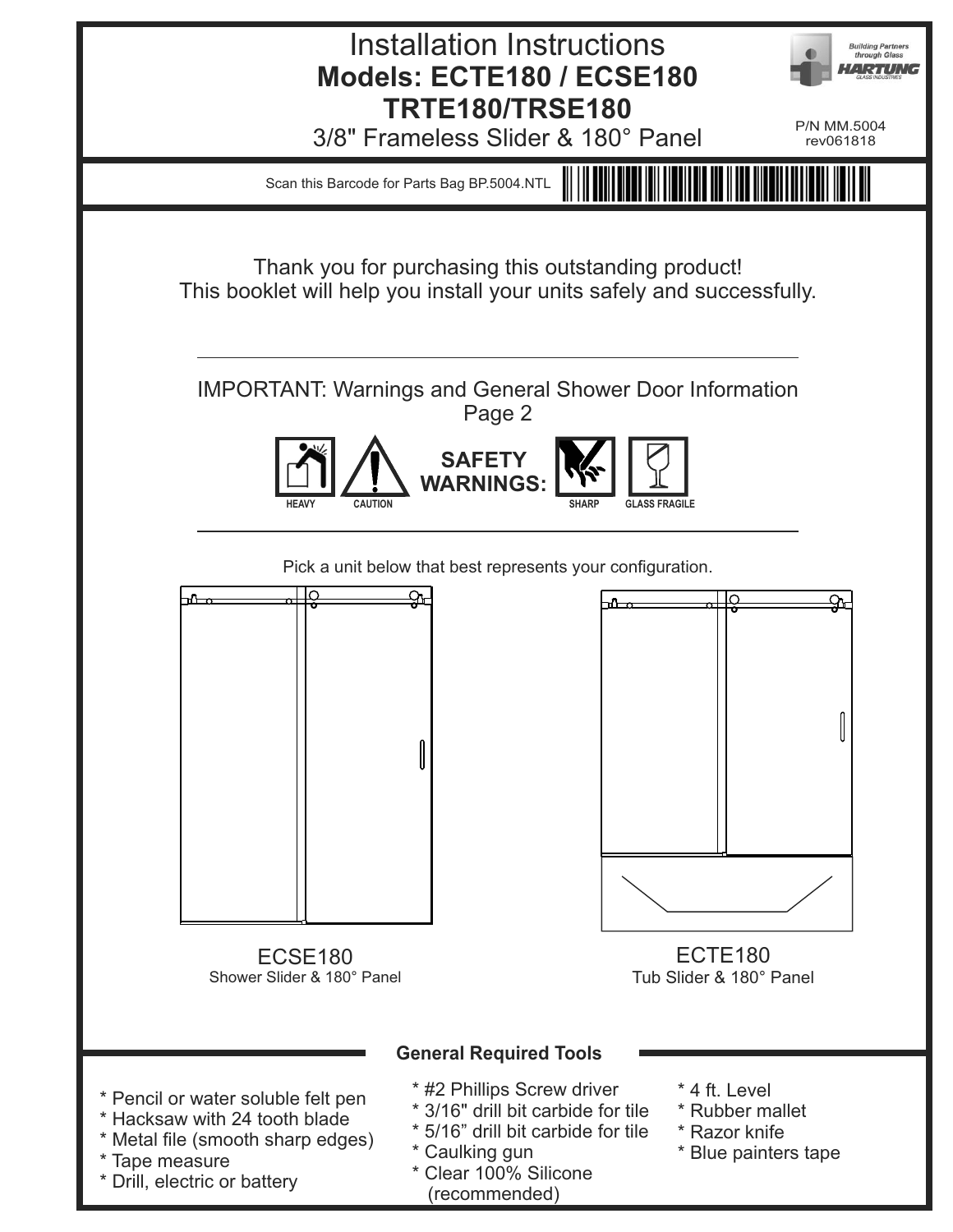# Installation Instructions

## Models: ECTE180 / ECSE180 TRTE180/TRSE180

3/8" Frameless Slider & 180° Panel

Building Partners through Glass
HARTUNG GLASS INDUSTRIES

P/N MM.5004
rev061818

Scan this Barcode for Parts Bag BP.5004.NTL

Thank you for purchasing this outstanding product!
This booklet will help you install your units safely and successfully.

IMPORTANT: Warnings and General Shower Door Information Page 2

**SAFETY WARNINGS:** HEAVY, CAUTION, SHARP, GLASS FRAGILE

Pick a unit below that best represents your configuration.

ECSE180
Shower Slider & 180° Panel

ECTE180
Tub Slider & 180° Panel

### General Required Tools

* Pencil or water soluble felt pen
* Hacksaw with 24 tooth blade
* Metal file (smooth sharp edges)
* Tape measure
* Drill, electric or battery
* #2 Phillips Screw driver
* 3/16" drill bit carbide for tile
* 5/16" drill bit carbide for tile
* Caulking gun
* Clear 100% Silicone (recommended)
* 4 ft. Level
* Rubber mallet
* Razor knife
* Blue painters tape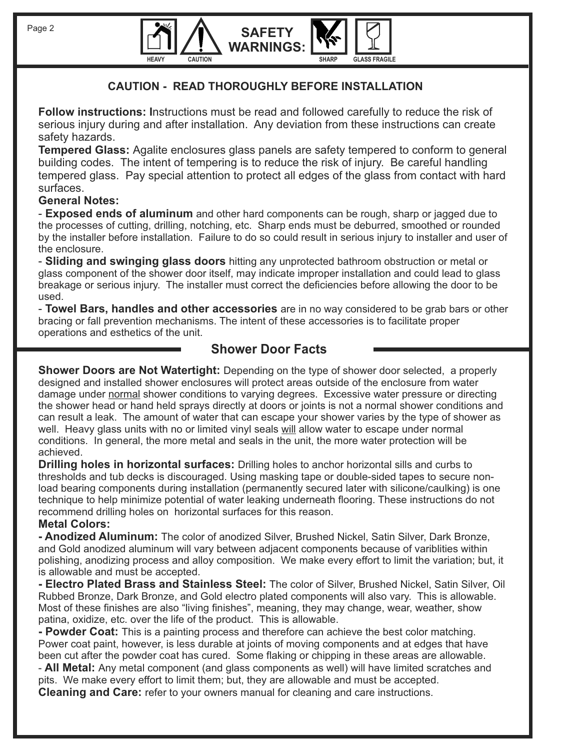HEAVY CAUTION **SAFETY WARNINGS:** SHARP GLASS FRAGILE

## CAUTION - READ THOROUGHLY BEFORE INSTALLATION

**Follow instructions: I**nstructions must be read and followed carefully to reduce the risk of serious injury during and after installation. Any deviation from these instructions can create safety hazards.

**Tempered Glass:** Agalite enclosures glass panels are safety tempered to conform to general building codes. The intent of tempering is to reduce the risk of injury. Be careful handling tempered glass. Pay special attention to protect all edges of the glass from contact with hard surfaces.

**General Notes:**

- **Exposed ends of aluminum** and other hard components can be rough, sharp or jagged due to the processes of cutting, drilling, notching, etc. Sharp ends must be deburred, smoothed or rounded by the installer before installation. Failure to do so could result in serious injury to installer and user of the enclosure.
- **Sliding and swinging glass doors** hitting any unprotected bathroom obstruction or metal or glass component of the shower door itself, may indicate improper installation and could lead to glass breakage or serious injury. The installer must correct the deficiencies before allowing the door to be used.
- **Towel Bars, handles and other accessories** are in no way considered to be grab bars or other bracing or fall prevention mechanisms. The intent of these accessories is to facilitate proper operations and esthetics of the unit.

## Shower Door Facts

**Shower Doors are Not Watertight:** Depending on the type of shower door selected, a properly designed and installed shower enclosures will protect areas outside of the enclosure from water damage under normal shower conditions to varying degrees. Excessive water pressure or directing the shower head or hand held sprays directly at doors or joints is not a normal shower conditions and can result a leak. The amount of water that can escape your shower varies by the type of shower as well. Heavy glass units with no or limited vinyl seals will allow water to escape under normal conditions. In general, the more metal and seals in the unit, the more water protection will be achieved.

**Drilling holes in horizontal surfaces:** Drilling holes to anchor horizontal sills and curbs to thresholds and tub decks is discouraged. Using masking tape or double-sided tapes to secure non-load bearing components during installation (permanently secured later with silicone/caulking) is one technique to help minimize potential of water leaking underneath flooring. These instructions do not recommend drilling holes on horizontal surfaces for this reason.

**Metal Colors:**

**- Anodized Aluminum:** The color of anodized Silver, Brushed Nickel, Satin Silver, Dark Bronze, and Gold anodized aluminum will vary between adjacent components because of variblities within polishing, anodizing process and alloy composition. We make every effort to limit the variation; but, it is allowable and must be accepted.

**- Electro Plated Brass and Stainless Steel:** The color of Silver, Brushed Nickel, Satin Silver, Oil Rubbed Bronze, Dark Bronze, and Gold electro plated components will also vary. This is allowable. Most of these finishes are also "living finishes", meaning, they may change, wear, weather, show patina, oxidize, etc. over the life of the product. This is allowable.

**- Powder Coat:** This is a painting process and therefore can achieve the best color matching. Power coat paint, however, is less durable at joints of moving components and at edges that have been cut after the powder coat has cured. Some flaking or chipping in these areas are allowable.

- **All Metal:** Any metal component (and glass components as well) will have limited scratches and pits. We make every effort to limit them; but, they are allowable and must be accepted.

**Cleaning and Care:** refer to your owners manual for cleaning and care instructions.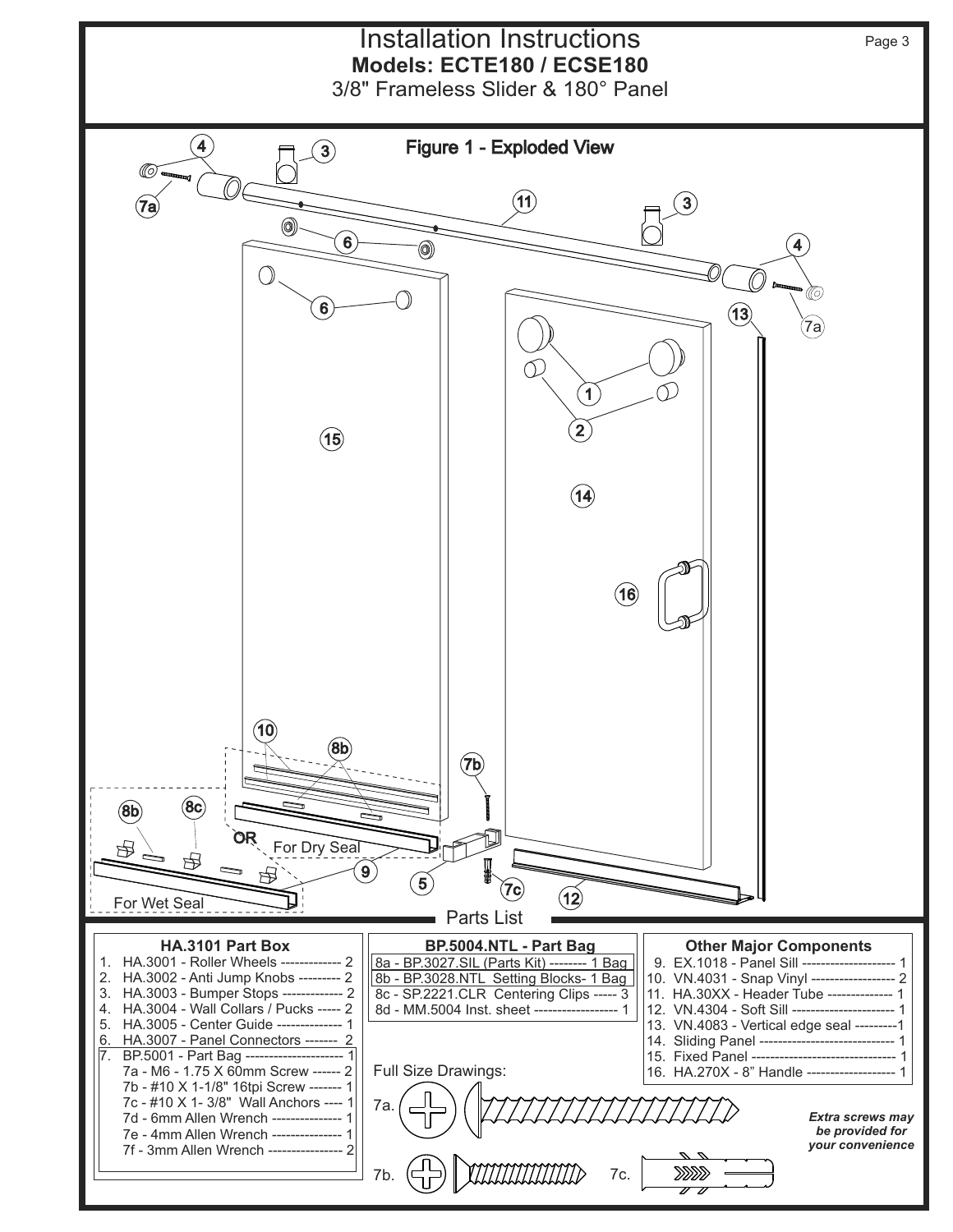# Installation Instructions

**Models: ECTE180 / ECSE180**

3/8" Frameless Slider & 180° Panel

## Figure 1 - Exploded View

For Dry Seal

OR

For Wet Seal

## Parts List

### HA.3101 Part Box

1. HA.3001 - Roller Wheels ------------- 2
2. HA.3002 - Anti Jump Knobs --------- 2
3. HA.3003 - Bumper Stops ------------- 2
4. HA.3004 - Wall Collars / Pucks ----- 2
5. HA.3005 - Center Guide -------------- 1
6. HA.3007 - Panel Connectors ------- 2
7. BP.5001 - Part Bag --------------------- 1
   - 7a - M6 - 1.75 X 60mm Screw ------ 2
   - 7b - #10 X 1-1/8" 16tpi Screw ------- 1
   - 7c - #10 X 1- 3/8" Wall Anchors ---- 1
   - 7d - 6mm Allen Wrench --------------- 1
   - 7e - 4mm Allen Wrench --------------- 1
   - 7f - 3mm Allen Wrench ---------------- 2

### BP.5004.NTL - Part Bag

- 8a - BP.3027.SIL (Parts Kit) -------- 1 Bag
- 8b - BP.3028.NTL Setting Blocks- 1 Bag
- 8c - SP.2221.CLR Centering Clips ----- 3
- 8d - MM.5004 Inst. sheet ------------------ 1

### Other Major Components

9. EX.1018 - Panel Sill --------------------- 1
10. VN.4031 - Snap Vinyl ------------------ 2
11. HA.30XX - Header Tube -------------- 1
12. VN.4304 - Soft Sill ---------------------- 1
13. VN.4083 - Vertical edge seal ---------1
14. Sliding Panel ------------------------------ 1
15. Fixed Panel -------------------------------- 1
16. HA.270X - 8" Handle ------------------- 1

Full Size Drawings:

7a.

7b.

7c.

*Extra screws may be provided for your convenience*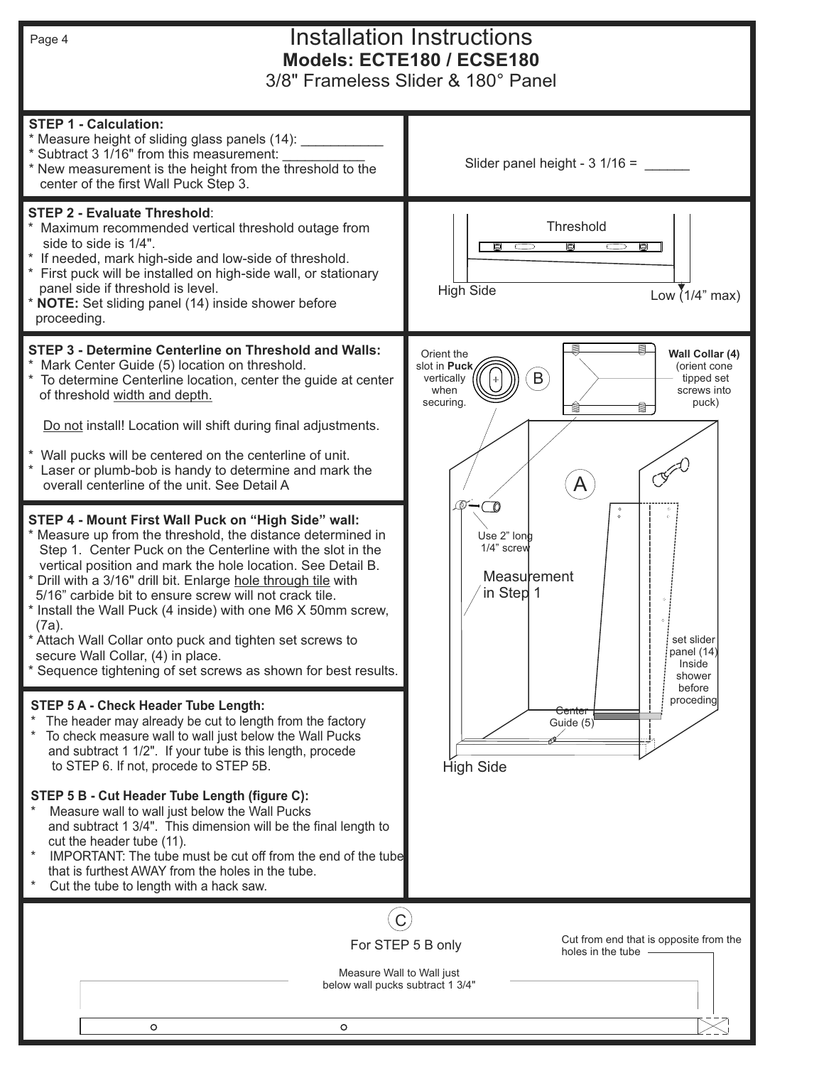# Installation Instructions

## Models: ECTE180 / ECSE180

3/8" Frameless Slider & 180° Panel

**STEP 1 - Calculation:**
* Measure height of sliding glass panels (14): ___________
* Subtract 3 1/16" from this measurement: ___________
* New measurement is the height from the threshold to the center of the first Wall Puck Step 3.

Slider panel height - 3 1/16 = ______

**STEP 2 - Evaluate Threshold**:
* Maximum recommended vertical threshold outage from side to side is 1/4".
* If needed, mark high-side and low-side of threshold.
* First puck will be installed on high-side wall, or stationary panel side if threshold is level.
* **NOTE:** Set sliding panel (14) inside shower before proceeding.

Threshold

High Side

Low (1/4" max)

**STEP 3 - Determine Centerline on Threshold and Walls:**
* Mark Center Guide (5) location on threshold.
* To determine Centerline location, center the guide at center of threshold width and depth.

Do not install! Location will shift during final adjustments.

* Wall pucks will be centered on the centerline of unit.
* Laser or plumb-bob is handy to determine and mark the overall centerline of the unit. See Detail A

**STEP 4 - Mount First Wall Puck on "High Side" wall:**
* Measure up from the threshold, the distance determined in Step 1. Center Puck on the Centerline with the slot in the vertical position and mark the hole location. See Detail B.
* Drill with a 3/16" drill bit. Enlarge hole through tile with 5/16" carbide bit to ensure screw will not crack tile.
* Install the Wall Puck (4 inside) with one M6 X 50mm screw, (7a).
* Attach Wall Collar onto puck and tighten set screws to secure Wall Collar, (4) in place.
* Sequence tightening of set screws as shown for best results.

Orient the slot in **Puck** vertically when securing.

B

**Wall Collar (4)** (orient cone tipped set screws into puck)

A

Use 2" long 1/4" screw

Measurement in Step 1

set slider panel (14) Inside shower before proceding

Center Guide (5)

High Side

**STEP 5 A - Check Header Tube Length:**
* The header may already be cut to length from the factory
* To check measure wall to wall just below the Wall Pucks and subtract 1 1/2". If your tube is this length, procede to STEP 6. If not, procede to STEP 5B.

**STEP 5 B - Cut Header Tube Length (figure C):**
* Measure wall to wall just below the Wall Pucks and subtract 1 3/4". This dimension will be the final length to cut the header tube (11).
* IMPORTANT: The tube must be cut off from the end of the tube that is furthest AWAY from the holes in the tube.
* Cut the tube to length with a hack saw.

C

For STEP 5 B only

Cut from end that is opposite from the holes in the tube

Measure Wall to Wall just below wall pucks subtract 1 3/4"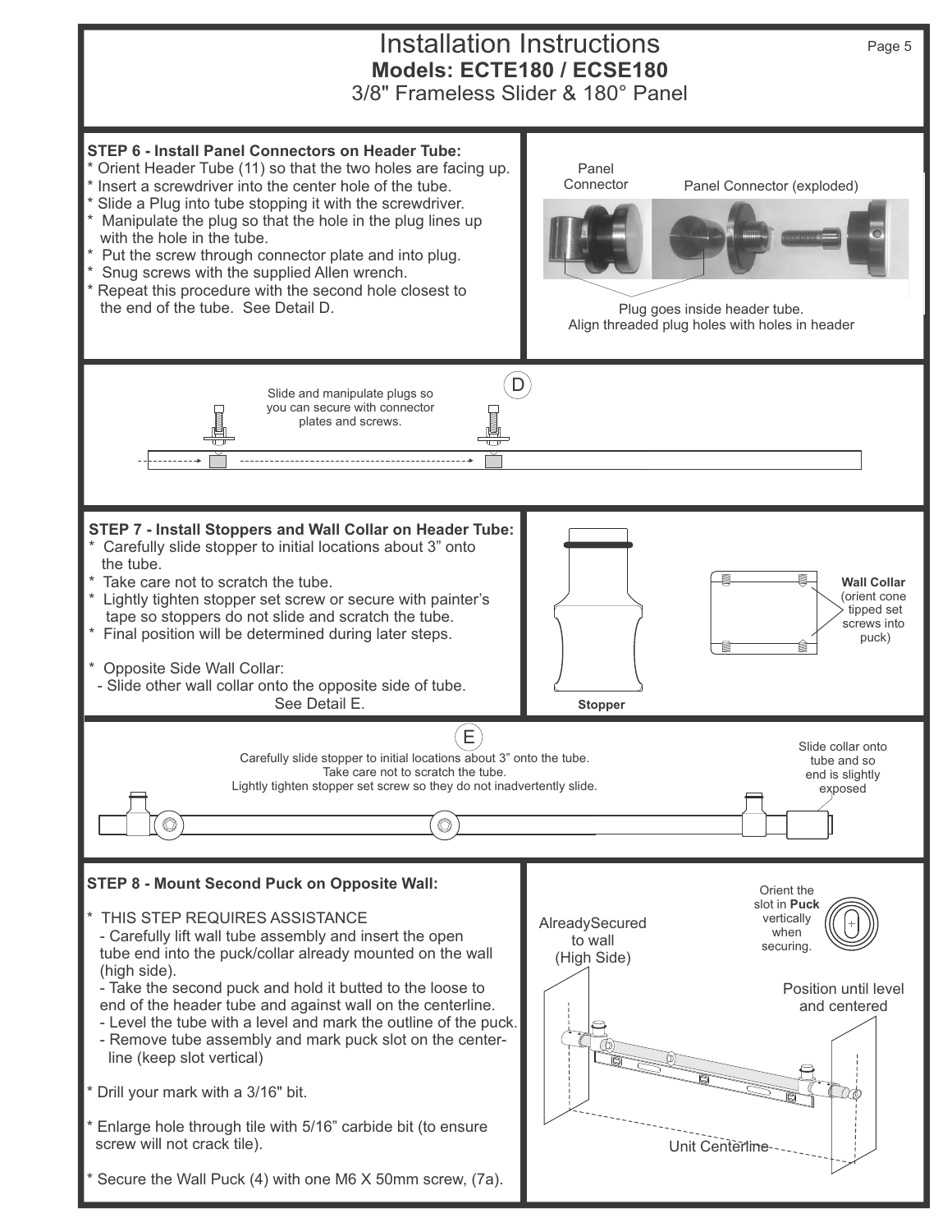# Installation Instructions

## Models: ECTE180 / ECSE180

3/8" Frameless Slider & 180° Panel

### STEP 6 - Install Panel Connectors on Header Tube:

* Orient Header Tube (11) so that the two holes are facing up.
* Insert a screwdriver into the center hole of the tube.
* Slide a Plug into tube stopping it with the screwdriver.
* Manipulate the plug so that the hole in the plug lines up with the hole in the tube.
* Put the screw through connector plate and into plug.
* Snug screws with the supplied Allen wrench.
* Repeat this procedure with the second hole closest to the end of the tube. See Detail D.

Panel Connector

Panel Connector (exploded)

Plug goes inside header tube. Align threaded plug holes with holes in header

D

Slide and manipulate plugs so you can secure with connector plates and screws.

### STEP 7 - Install Stoppers and Wall Collar on Header Tube:

* Carefully slide stopper to initial locations about 3" onto the tube.
* Take care not to scratch the tube.
* Lightly tighten stopper set screw or secure with painter's tape so stoppers do not slide and scratch the tube.
* Final position will be determined during later steps.

* Opposite Side Wall Collar:
  - Slide other wall collar onto the opposite side of tube. See Detail E.

Stopper

**Wall Collar** (orient cone tipped set screws into puck)

E

Carefully slide stopper to initial locations about 3" onto the tube. Take care not to scratch the tube. Lightly tighten stopper set screw so they do not inadvertently slide.

Slide collar onto tube and so end is slightly exposed

### STEP 8 - Mount Second Puck on Opposite Wall:

* THIS STEP REQUIRES ASSISTANCE
  - Carefully lift wall tube assembly and insert the open tube end into the puck/collar already mounted on the wall (high side).
  - Take the second puck and hold it butted to the loose to end of the header tube and against wall on the centerline.
  - Level the tube with a level and mark the outline of the puck.
  - Remove tube assembly and mark puck slot on the center-line (keep slot vertical)

* Drill your mark with a 3/16" bit.

* Enlarge hole through tile with 5/16" carbide bit (to ensure screw will not crack tile).

* Secure the Wall Puck (4) with one M6 X 50mm screw, (7a).

Orient the slot in **Puck** vertically when securing.

AlreadySecured to wall (High Side)

Position until level and centered

Unit Centerline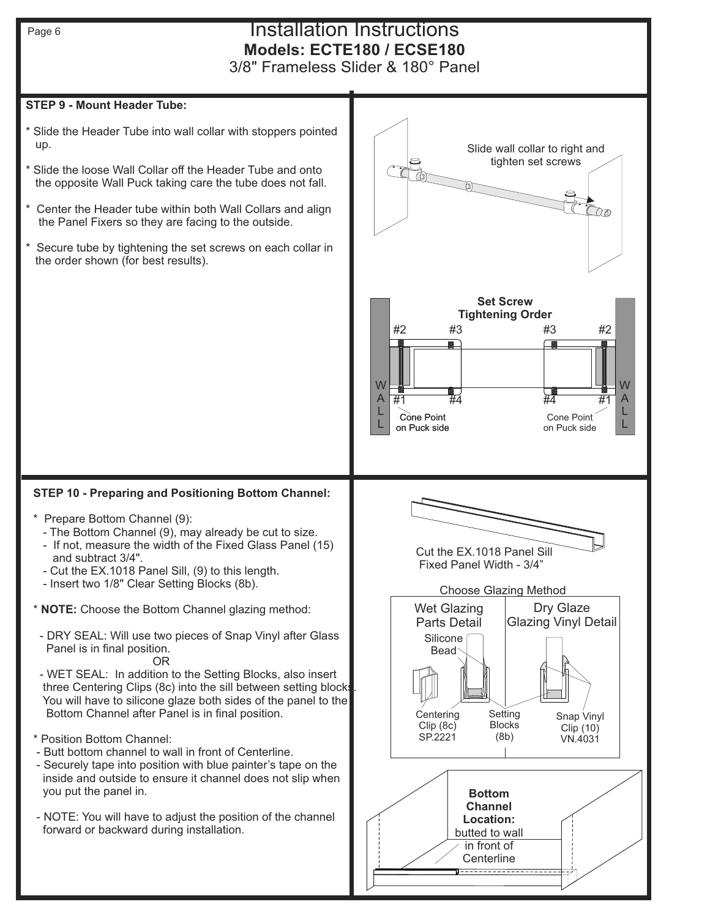# Installation Instructions

## Models: ECTE180 / ECSE180

3/8" Frameless Slider & 180° Panel

### STEP 9 - Mount Header Tube:

* Slide the Header Tube into wall collar with stoppers pointed up.
* Slide the loose Wall Collar off the Header Tube and onto the opposite Wall Puck taking care the tube does not fall.
* Center the Header tube within both Wall Collars and align the Panel Fixers so they are facing to the outside.
* Secure tube by tightening the set screws on each collar in the order shown (for best results).

Slide wall collar to right and tighten set screws

**Set Screw Tightening Order**

#2 #3 #3 #2

WALL #1 #4 #4 #1 WALL

Cone Point on Puck side

Cone Point on Puck side

### STEP 10 - Preparing and Positioning Bottom Channel:

* Prepare Bottom Channel (9):
  - The Bottom Channel (9), may already be cut to size.
  - If not, measure the width of the Fixed Glass Panel (15) and subtract 3/4".
  - Cut the EX.1018 Panel Sill, (9) to this length.
  - Insert two 1/8" Clear Setting Blocks (8b).

* **NOTE:** Choose the Bottom Channel glazing method:
  - DRY SEAL: Will use two pieces of Snap Vinyl after Glass Panel is in final position.

    OR

  - WET SEAL: In addition to the Setting Blocks, also insert three Centering Clips (8c) into the sill between setting blocks. You will have to silicone glaze both sides of the panel to the Bottom Channel after Panel is in final position.

* Position Bottom Channel:
  - Butt bottom channel to wall in front of Centerline.
  - Securely tape into position with blue painter's tape on the inside and outside to ensure it channel does not slip when you put the panel in.
  - NOTE: You will have to adjust the position of the channel forward or backward during installation.

Cut the EX.1018 Panel Sill
Fixed Panel Width - 3/4"

Choose Glazing Method

| Wet Glazing Parts Detail | Dry Glaze Glazing Vinyl Detail |
| --- | --- |
| Silicone Bead; Centering Clip (8c) SP.2221; Setting Blocks (8b) | Snap Vinyl Clip (10) VN.4031 |

**Bottom Channel Location:** butted to wall in front of Centerline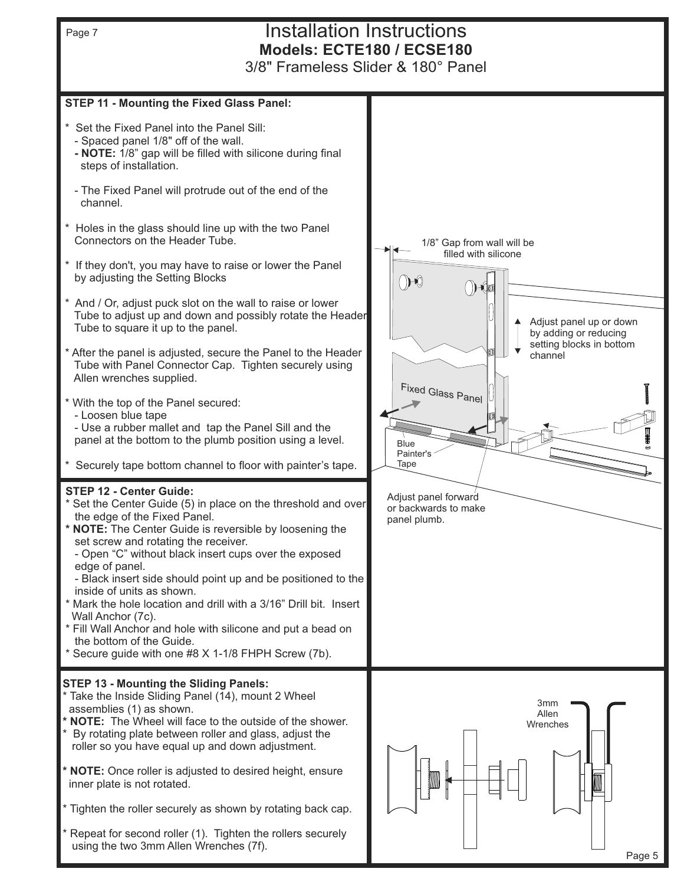# Installation Instructions

## Models: ECTE180 / ECSE180

3/8" Frameless Slider & 180° Panel

### STEP 11 - Mounting the Fixed Glass Panel:

* Set the Fixed Panel into the Panel Sill:
  - Spaced panel 1/8" off of the wall.
  - **NOTE:** 1/8" gap will be filled with silicone during final steps of installation.
  - The Fixed Panel will protrude out of the end of the channel.
* Holes in the glass should line up with the two Panel Connectors on the Header Tube.
* If they don't, you may have to raise or lower the Panel by adjusting the Setting Blocks
* And / Or, adjust puck slot on the wall to raise or lower Tube to adjust up and down and possibly rotate the Header Tube to square it up to the panel.
* After the panel is adjusted, secure the Panel to the Header Tube with Panel Connector Cap. Tighten securely using Allen wrenches supplied.
* With the top of the Panel secured:
  - Loosen blue tape
  - Use a rubber mallet and tap the Panel Sill and the panel at the bottom to the plumb position using a level.
* Securely tape bottom channel to floor with painter's tape.

1/8" Gap from wall will be filled with silicone

Adjust panel up or down by adding or reducing setting blocks in bottom channel

Fixed Glass Panel

Blue Painter's Tape

Adjust panel forward or backwards to make panel plumb.

### STEP 12 - Center Guide:

* Set the Center Guide (5) in place on the threshold and over the edge of the Fixed Panel.
* **NOTE:** The Center Guide is reversible by loosening the set screw and rotating the receiver.
  - Open "C" without black insert cups over the exposed edge of panel.
  - Black insert side should point up and be positioned to the inside of units as shown.
* Mark the hole location and drill with a 3/16" Drill bit. Insert Wall Anchor (7c).
* Fill Wall Anchor and hole with silicone and put a bead on the bottom of the Guide.
* Secure guide with one #8 X 1-1/8 FHPH Screw (7b).

### STEP 13 - Mounting the Sliding Panels:

* Take the Inside Sliding Panel (14), mount 2 Wheel assemblies (1) as shown.
* **NOTE:** The Wheel will face to the outside of the shower.
* By rotating plate between roller and glass, adjust the roller so you have equal up and down adjustment.
* **NOTE:** Once roller is adjusted to desired height, ensure inner plate is not rotated.
* Tighten the roller securely as shown by rotating back cap.
* Repeat for second roller (1). Tighten the rollers securely using the two 3mm Allen Wrenches (7f).

3mm Allen Wrenches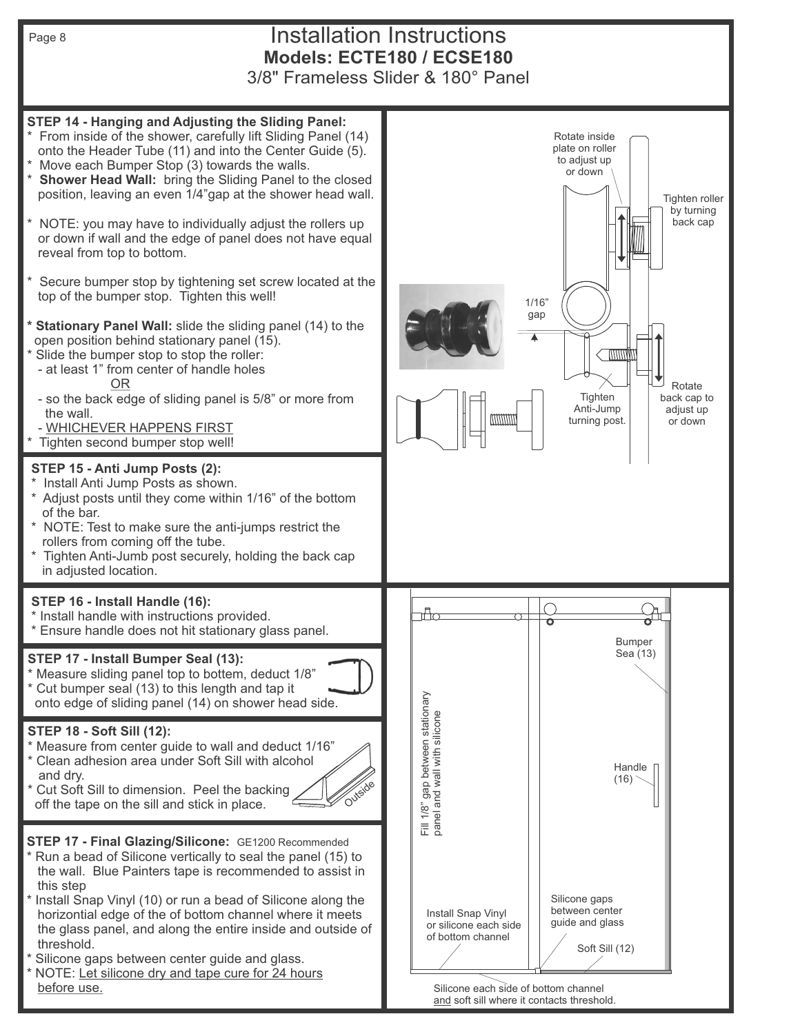# Installation Instructions

## Models: ECTE180 / ECSE180

3/8" Frameless Slider & 180° Panel

**STEP 14 - Hanging and Adjusting the Sliding Panel:**

* From inside of the shower, carefully lift Sliding Panel (14) onto the Header Tube (11) and into the Center Guide (5).
* Move each Bumper Stop (3) towards the walls.
* **Shower Head Wall:** bring the Sliding Panel to the closed position, leaving an even 1/4"gap at the shower head wall.

* NOTE: you may have to individually adjust the rollers up or down if wall and the edge of panel does not have equal reveal from top to bottom.

* Secure bumper stop by tightening set screw located at the top of the bumper stop. Tighten this well!

* **Stationary Panel Wall:** slide the sliding panel (14) to the open position behind stationary panel (15).
* Slide the bumper stop to stop the roller:
  - at least 1" from center of handle holes
  
    OR
  - so the back edge of sliding panel is 5/8" or more from the wall.
  - WHICHEVER HAPPENS FIRST
* Tighten second bumper stop well!

Rotate inside plate on roller to adjust up or down

Tighten roller by turning back cap

1/16" gap

Tighten Anti-Jump turning post.

Rotate back cap to adjust up or down

**STEP 15 - Anti Jump Posts (2):**

* Install Anti Jump Posts as shown.
* Adjust posts until they come within 1/16" of the bottom of the bar.
* NOTE: Test to make sure the anti-jumps restrict the rollers from coming off the tube.
* Tighten Anti-Jumb post securely, holding the back cap in adjusted location.

**STEP 16 - Install Handle (16):**

* Install handle with instructions provided.
* Ensure handle does not hit stationary glass panel.

**STEP 17 - Install Bumper Seal (13):**

* Measure sliding panel top to bottem, deduct 1/8"
* Cut bumper seal (13) to this length and tap it onto edge of sliding panel (14) on shower head side.

**STEP 18 - Soft Sill (12):**

* Measure from center guide to wall and deduct 1/16"
* Clean adhesion area under Soft Sill with alcohol and dry.
* Cut Soft Sill to dimension. Peel the backing off the tape on the sill and stick in place.

Outside

**STEP 17 - Final Glazing/Silicone:** GE1200 Recommended

* Run a bead of Silicone vertically to seal the panel (15) to the wall. Blue Painters tape is recommended to assist in this step
* Install Snap Vinyl (10) or run a bead of Silicone along the horizontial edge of the of bottom channel where it meets the glass panel, and along the entire inside and outside of threshold.
* Silicone gaps between center guide and glass.
* NOTE: Let silicone dry and tape cure for 24 hours before use.

Bumper Sea (13)

Fill 1/8" gap between stationary panel and wall with silicone

Handle (16)

Install Snap Vinyl or silicone each side of bottom channel

Silicone gaps between center guide and glass

Soft Sill (12)

Silicone each side of bottom channel and soft sill where it contacts threshold.